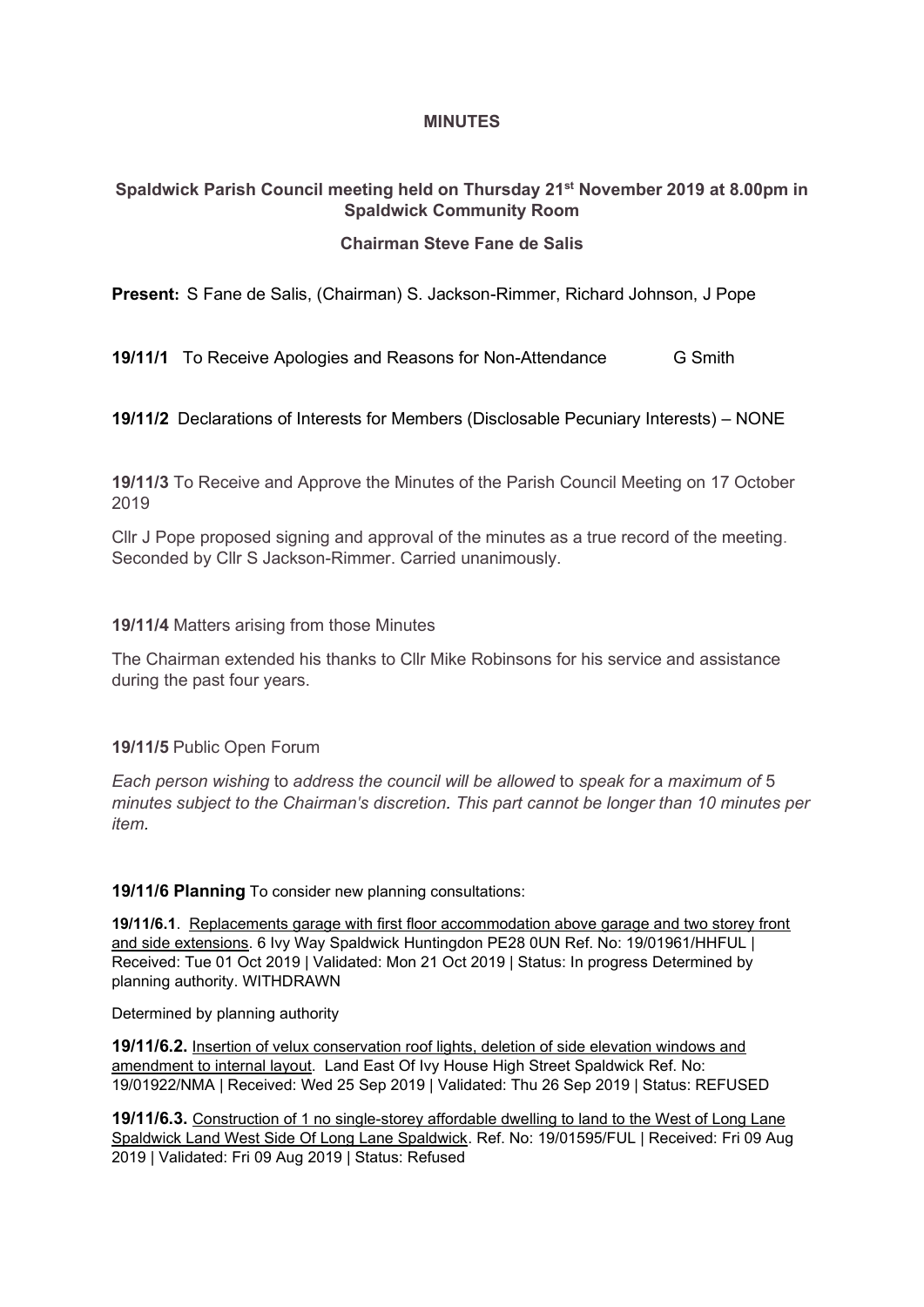**MINUTES**

**Spaldwick Parish Council meeting held on Thursday 21st November 2019 at 8.00pm in Spaldwick Community Room**

**Chairman Steve Fane de Salis**

**Present:** S Fane de Salis, (Chairman) S. Jackson-Rimmer, Richard Johnson, J Pope

**19/11/1** To Receive Apologies and Reasons for Non-Attendance G Smith

**19/11/2** Declarations of Interests for Members (Disclosable Pecuniary Interests) – NONE

**19/11/3** To Receive and Approve the Minutes of the Parish Council Meeting on 17 October 2019

Cllr J Pope proposed signing and approval of the minutes as a true record of the meeting. Seconded by Cllr S Jackson-Rimmer. Carried unanimously.

**19/11/4** Matters arising from those Minutes

The Chairman extended his thanks to Cllr Mike Robinsons for his service and assistance during the past four years.

**19/11/5** Public Open Forum

*Each person wishing to address the council will be allowed to speak for a maximum of 5 minutes subject to the Chairman's discretion. This part cannot be longer than 10 minutes per item.*

**19/11/6 Planning** To consider new planning consultations:

**19/11/6.1**. Replacements garage with first floor accommodation above garage and two storey front and side extensions. 6 Ivy Way Spaldwick Huntingdon PE28 0UN Ref. No: 19/01961/HHFUL | Received: Tue 01 Oct 2019 | Validated: Mon 21 Oct 2019 | Status: In progress Determined by planning authority. WITHDRAWN

Determined by planning authority

**19/11/6.2.** Insertion of velux conservation roof lights, deletion of side elevation windows and amendment to internal layout. Land East Of Ivy House High Street Spaldwick Ref. No: 19/01922/NMA | Received: Wed 25 Sep 2019 | Validated: Thu 26 Sep 2019 | Status: REFUSED

**19/11/6.3.** Construction of 1 no single-storey affordable dwelling to land to the West of Long Lane Spaldwick Land West Side Of Long Lane Spaldwick. Ref. No: 19/01595/FUL | Received: Fri 09 Aug 2019 | Validated: Fri 09 Aug 2019 | Status: Refused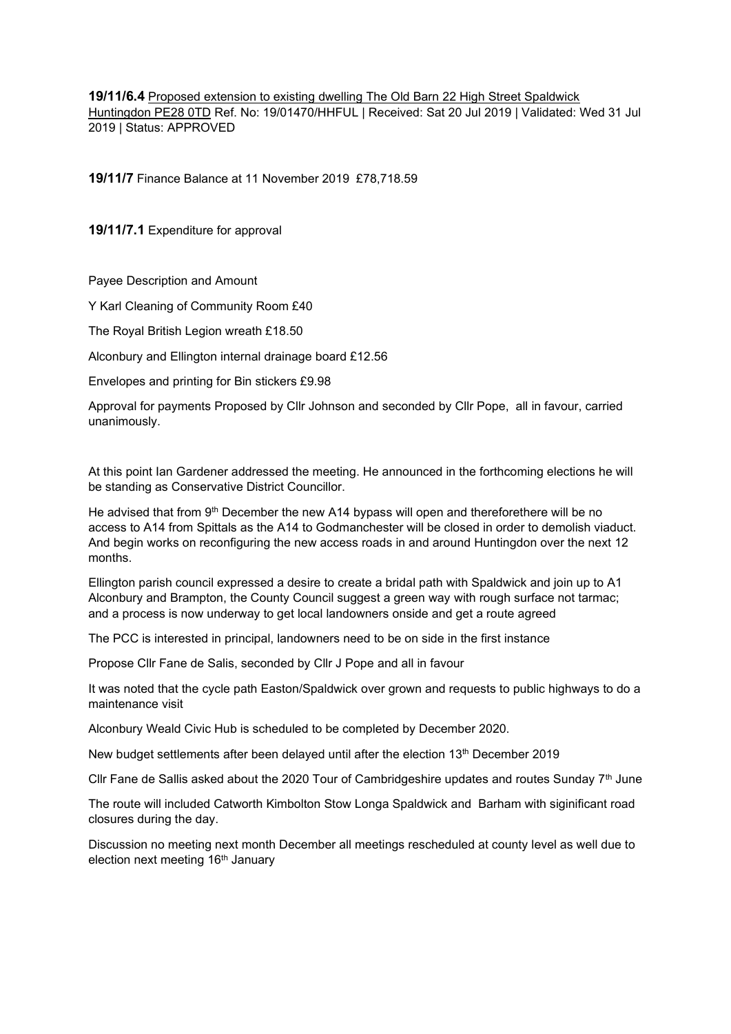**19/11/6.4** Proposed extension to existing dwelling The Old Barn 22 High Street Spaldwick Huntingdon PE28 0TD Ref. No: 19/01470/HHFUL | Received: Sat 20 Jul 2019 | Validated: Wed 31 Jul 2019 | Status: APPROVED

**19/11/7** Finance Balance at 11 November 2019 £78,718.59

**19/11/7.1** Expenditure for approval

Payee Description and Amount

Y Karl Cleaning of Community Room £40

The Royal British Legion wreath £18.50

Alconbury and Ellington internal drainage board £12.56

Envelopes and printing for Bin stickers £9.98

Approval for payments Proposed by Cllr Johnson and seconded by Cllr Pope, all in favour, carried unanimously.

At this point Ian Gardener addressed the meeting. He announced in the forthcoming elections he will be standing as Conservative District Councillor.

He advised that from 9th December the new A14 bypass will open and thereforethere will be no access to A14 from Spittals as the A14 to Godmanchester will be closed in order to demolish viaduct. And begin works on reconfiguring the new access roads in and around Huntingdon over the next 12 months.

Ellington parish council expressed a desire to create a bridal path with Spaldwick and join up to A1 Alconbury and Brampton, the County Council suggest a green way with rough surface not tarmac; and a process is now underway to get local landowners onside and get a route agreed

The PCC is interested in principal, landowners need to be on side in the first instance

Propose Cllr Fane de Salis, seconded by Cllr J Pope and all in favour

It was noted that the cycle path Easton/Spaldwick over grown and requests to public highways to do a maintenance visit

Alconbury Weald Civic Hub is scheduled to be completed by December 2020.

New budget settlements after been delayed until after the election 13th December 2019

Cllr Fane de Sallis asked about the 2020 Tour of Cambridgeshire updates and routes Sunday 7th June

The route will included Catworth Kimbolton Stow Longa Spaldwick and Barham with siginificant road closures during the day.

Discussion no meeting next month December all meetings rescheduled at county level as well due to election next meeting 16th January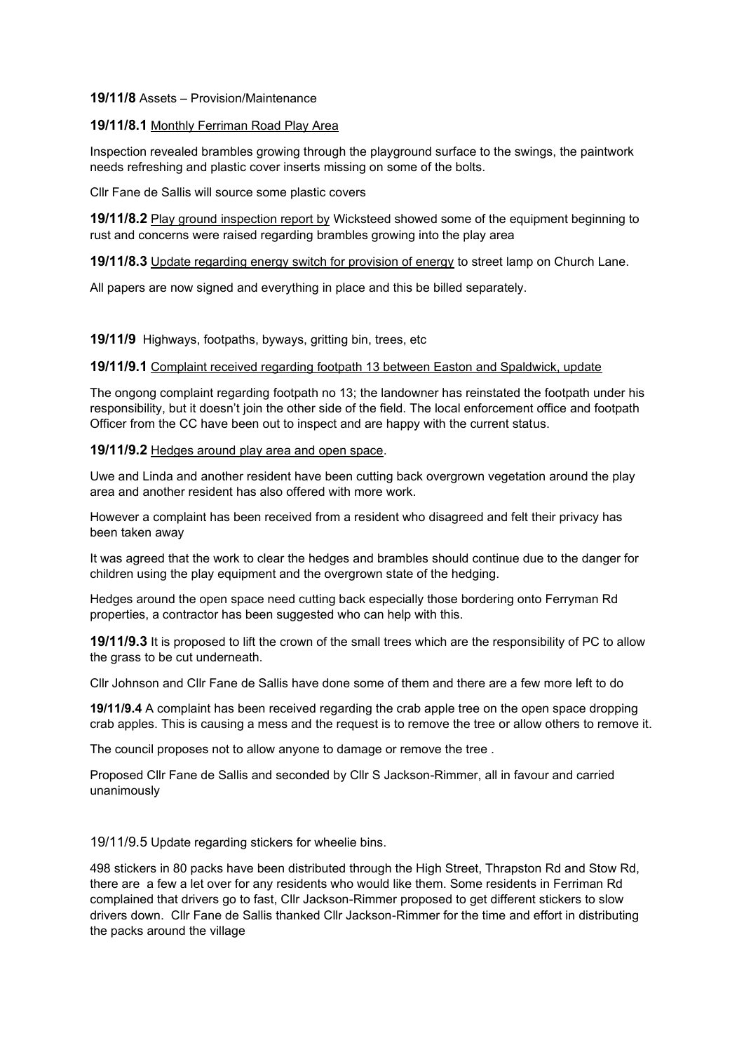**19/11/8** Assets – Provision/Maintenance

**19/11/8.1** Monthly Ferriman Road Play Area

Inspection revealed brambles growing through the playground surface to the swings, the paintwork needs refreshing and plastic cover inserts missing on some of the bolts.

Cllr Fane de Sallis will source some plastic covers

**19/11/8.2** Play ground inspection report by Wicksteed showed some of the equipment beginning to rust and concerns were raised regarding brambles growing into the play area

**19/11/8.3** Update regarding energy switch for provision of energy to street lamp on Church Lane.

All papers are now signed and everything in place and this be billed separately.

**19/11/9** Highways, footpaths, byways, gritting bin, trees, etc

**19/11/9.1** Complaint received regarding footpath 13 between Easton and Spaldwick, update

The ongong complaint regarding footpath no 13; the landowner has reinstated the footpath under his responsibility, but it doesn't join the other side of the field. The local enforcement office and footpath Officer from the CC have been out to inspect and are happy with the current status.

**19/11/9.2** Hedges around play area and open space.

Uwe and Linda and another resident have been cutting back overgrown vegetation around the play area and another resident has also offered with more work.

However a complaint has been received from a resident who disagreed and felt their privacy has been taken away

It was agreed that the work to clear the hedges and brambles should continue due to the danger for children using the play equipment and the overgrown state of the hedging.

Hedges around the open space need cutting back especially those bordering onto Ferryman Rd properties, a contractor has been suggested who can help with this.

**19/11/9.3** It is proposed to lift the crown of the small trees which are the responsibility of PC to allow the grass to be cut underneath.

Cllr Johnson and Cllr Fane de Sallis have done some of them and there are a few more left to do

**19/11/9.4** A complaint has been received regarding the crab apple tree on the open space dropping crab apples. This is causing a mess and the request is to remove the tree or allow others to remove it.

The council proposes not to allow anyone to damage or remove the tree .

Proposed Cllr Fane de Sallis and seconded by Cllr S Jackson-Rimmer, all in favour and carried unanimously

19/11/9.5 Update regarding stickers for wheelie bins.

498 stickers in 80 packs have been distributed through the High Street, Thrapston Rd and Stow Rd, there are a few a let over for any residents who would like them. Some residents in Ferriman Rd complained that drivers go to fast, Cllr Jackson-Rimmer proposed to get different stickers to slow drivers down. Cllr Fane de Sallis thanked Cllr Jackson-Rimmer for the time and effort in distributing the packs around the village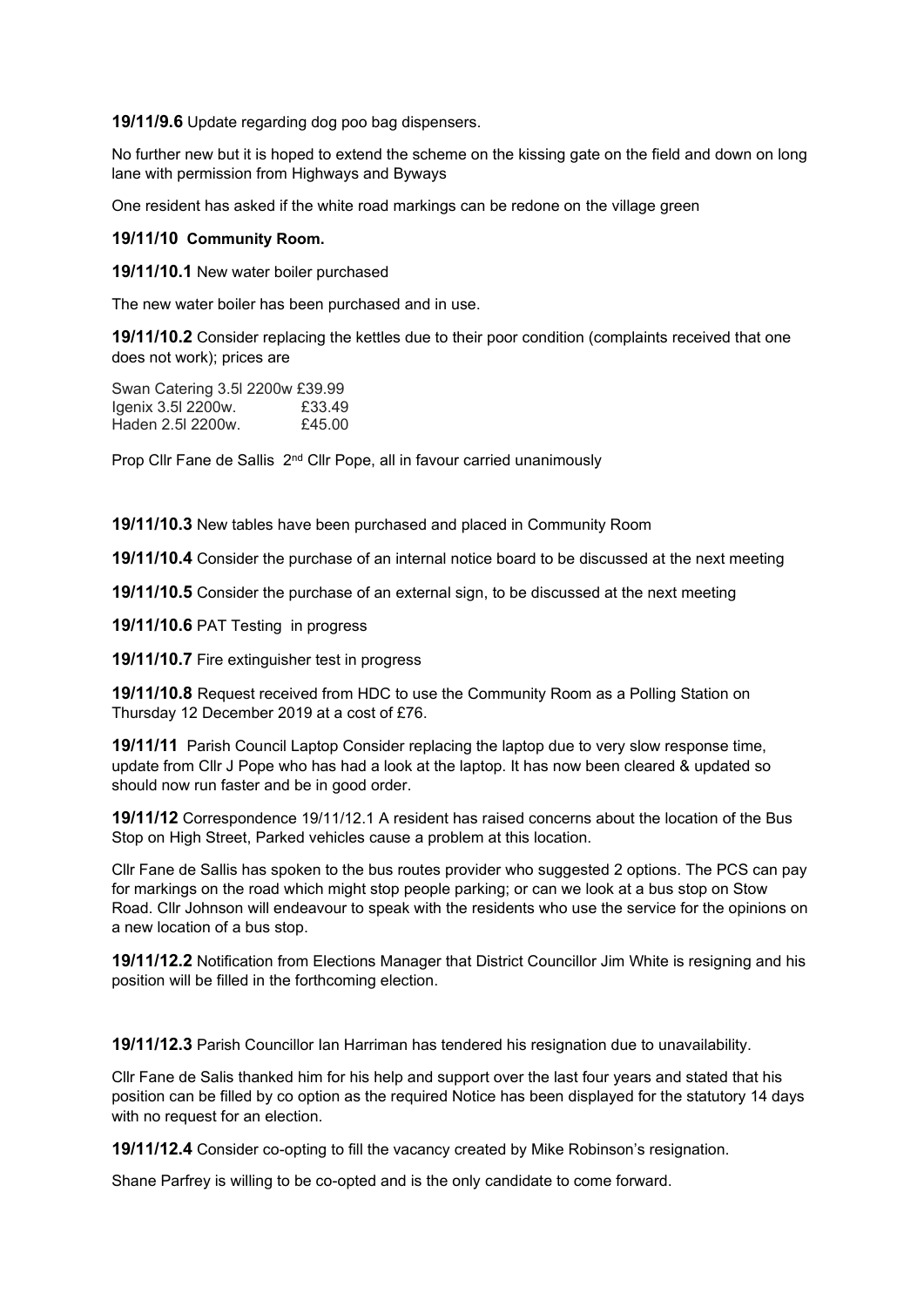**19/11/9.6** Update regarding dog poo bag dispensers.

No further new but it is hoped to extend the scheme on the kissing gate on the field and down on long lane with permission from Highways and Byways

One resident has asked if the white road markings can be redone on the village green

**19/11/10 Community Room.**

**19/11/10.1** New water boiler purchased

The new water boiler has been purchased and in use.

**19/11/10.2** Consider replacing the kettles due to their poor condition (complaints received that one does not work); prices are

Swan Catering 3.5l 2200w £39.99
Igenix 3.5l 2200w. £33.49
Haden 2.5l 2200w. £45.00

Prop Cllr Fane de Sallis 2nd Cllr Pope, all in favour carried unanimously

**19/11/10.3** New tables have been purchased and placed in Community Room

**19/11/10.4** Consider the purchase of an internal notice board to be discussed at the next meeting

**19/11/10.5** Consider the purchase of an external sign, to be discussed at the next meeting

**19/11/10.6** PAT Testing in progress

**19/11/10.7** Fire extinguisher test in progress

**19/11/10.8** Request received from HDC to use the Community Room as a Polling Station on Thursday 12 December 2019 at a cost of £76.

**19/11/11** Parish Council Laptop Consider replacing the laptop due to very slow response time, update from Cllr J Pope who has had a look at the laptop. It has now been cleared & updated so should now run faster and be in good order.

**19/11/12** Correspondence 19/11/12.1 A resident has raised concerns about the location of the Bus Stop on High Street, Parked vehicles cause a problem at this location.

Cllr Fane de Sallis has spoken to the bus routes provider who suggested 2 options. The PCS can pay for markings on the road which might stop people parking; or can we look at a bus stop on Stow Road. Cllr Johnson will endeavour to speak with the residents who use the service for the opinions on a new location of a bus stop.

**19/11/12.2** Notification from Elections Manager that District Councillor Jim White is resigning and his position will be filled in the forthcoming election.

**19/11/12.3** Parish Councillor Ian Harriman has tendered his resignation due to unavailability.

Cllr Fane de Salis thanked him for his help and support over the last four years and stated that his position can be filled by co option as the required Notice has been displayed for the statutory 14 days with no request for an election.

**19/11/12.4** Consider co-opting to fill the vacancy created by Mike Robinson's resignation.

Shane Parfrey is willing to be co-opted and is the only candidate to come forward.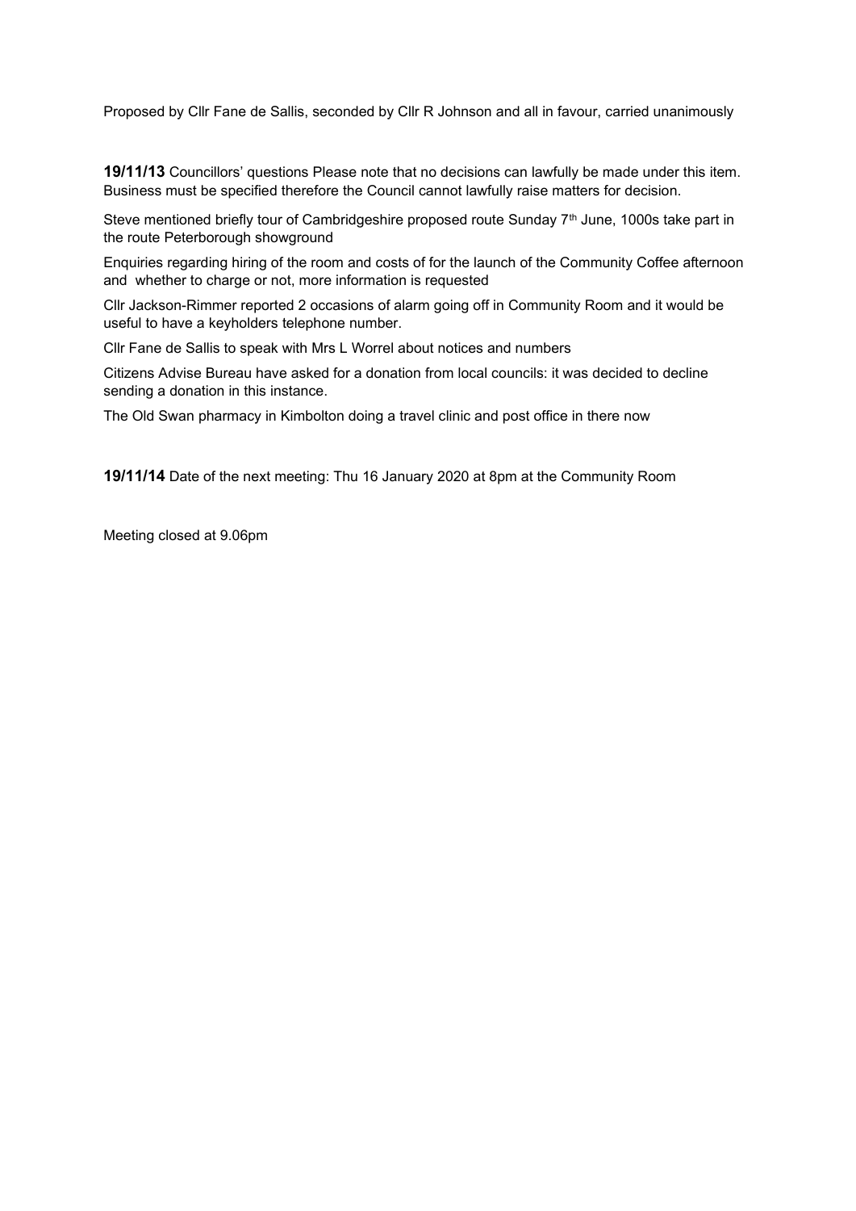Proposed by Cllr Fane de Sallis, seconded by Cllr R Johnson and all in favour, carried unanimously

**19/11/13** Councillors' questions Please note that no decisions can lawfully be made under this item. Business must be specified therefore the Council cannot lawfully raise matters for decision.

Steve mentioned briefly tour of Cambridgeshire proposed route Sunday 7th June, 1000s take part in the route Peterborough showground

Enquiries regarding hiring of the room and costs of for the launch of the Community Coffee afternoon and whether to charge or not, more information is requested

Cllr Jackson-Rimmer reported 2 occasions of alarm going off in Community Room and it would be useful to have a keyholders telephone number.

Cllr Fane de Sallis to speak with Mrs L Worrel about notices and numbers

Citizens Advise Bureau have asked for a donation from local councils: it was decided to decline sending a donation in this instance.

The Old Swan pharmacy in Kimbolton doing a travel clinic and post office in there now

**19/11/14** Date of the next meeting: Thu 16 January 2020 at 8pm at the Community Room

Meeting closed at 9.06pm